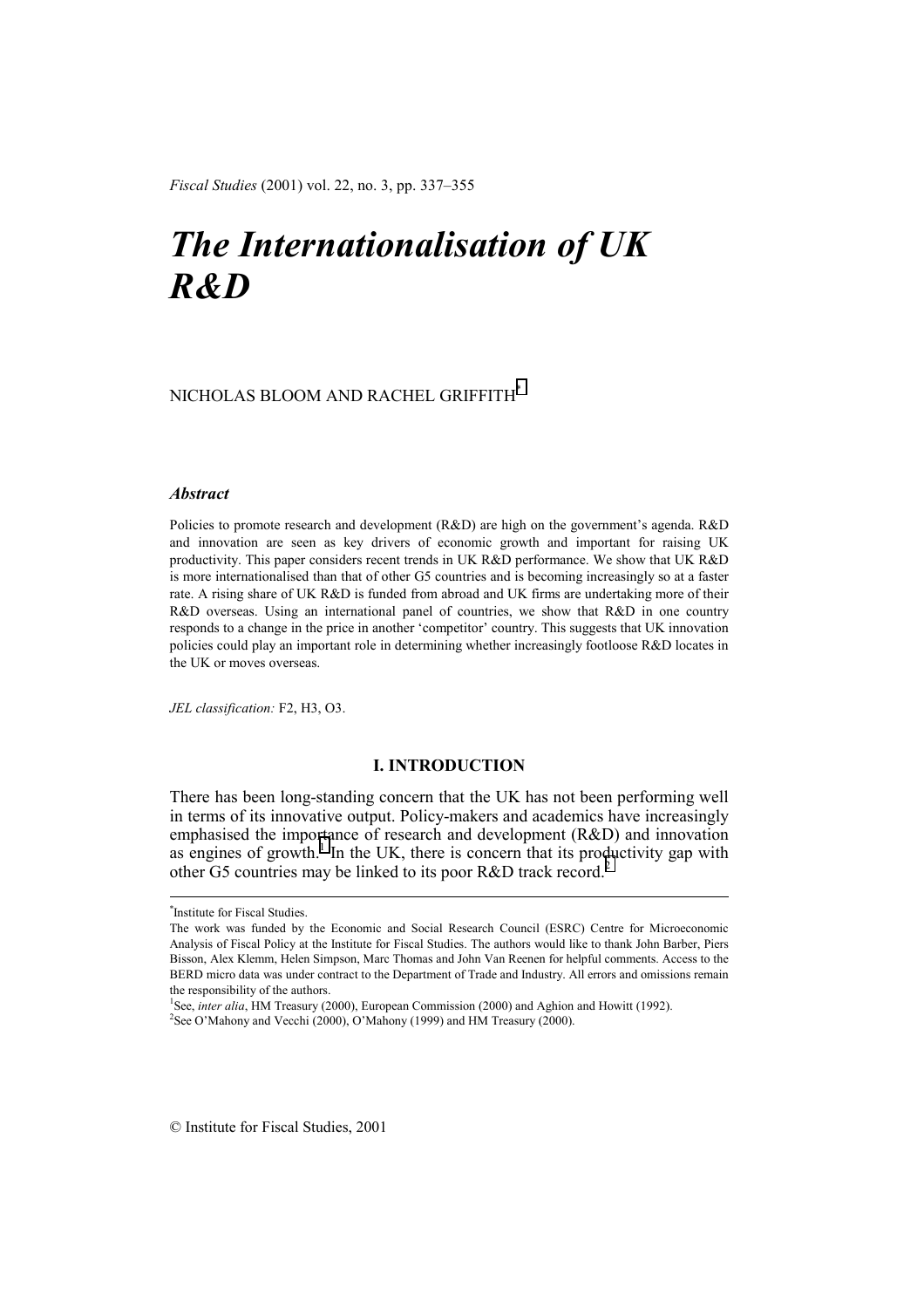*Fiscal Studies* (2001) vol. 22, no. 3, pp. 337–355

# *The Internationalisation of UK R&D*

NICHOLAS BLOOM AND RACHEL GRIFFITH[*]

### *Abstract*

Policies to promote research and development (R&D) are high on the government's agenda. R&D and innovation are seen as key drivers of economic growth and important for raising UK productivity. This paper considers recent trends in UK R&D performance. We show that UK R&D is more internationalised than that of other G5 countries and is becoming increasingly so at a faster rate. A rising share of UK R&D is funded from abroad and UK firms are undertaking more of their R&D overseas. Using an international panel of countries, we show that R&D in one country responds to a change in the price in another 'competitor' country. This suggests that UK innovation policies could play an important role in determining whether increasingly footloose R&D locates in the UK or moves overseas.

*JEL classification:* F2, H3, O3.

## I. INTRODUCTION

There has been long-standing concern that the UK has not been performing well in terms of its innovative output. Policy-makers and academics have increasingly emphasised the importance of research and development (R&D) and innovation as engines of growth.[1] In the UK, there is concern that its productivity gap with other G5 countries may be linked to its poor R&D track record.[2]

---

[*]Institute for Fiscal Studies.

The work was funded by the Economic and Social Research Council (ESRC) Centre for Microeconomic Analysis of Fiscal Policy at the Institute for Fiscal Studies. The authors would like to thank John Barber, Piers Bisson, Alex Klemm, Helen Simpson, Marc Thomas and John Van Reenen for helpful comments. Access to the BERD micro data was under contract to the Department of Trade and Industry. All errors and omissions remain the responsibility of the authors.

[1]See, *inter alia*, HM Treasury (2000), European Commission (2000) and Aghion and Howitt (1992).

[2]See O'Mahony and Vecchi (2000), O'Mahony (1999) and HM Treasury (2000).

© Institute for Fiscal Studies, 2001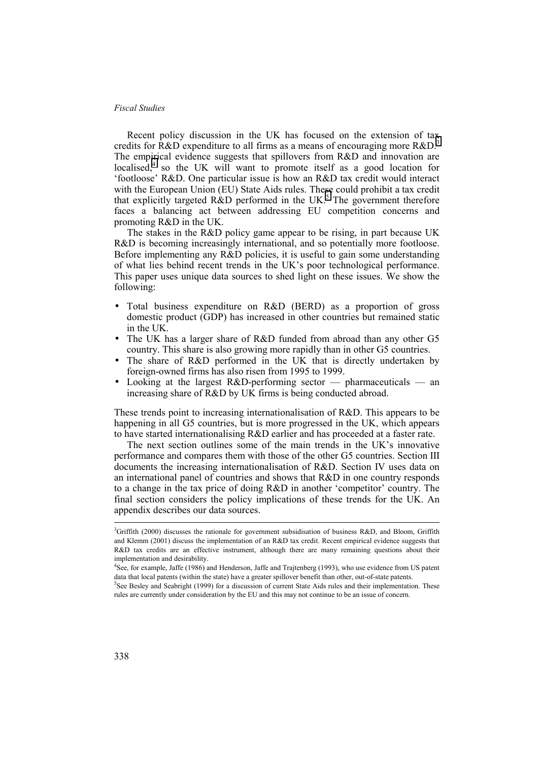Recent policy discussion in the UK has focused on the extension of tax credits for R&D expenditure to all firms as a means of encouraging more R&D.[3] The empirical evidence suggests that spillovers from R&D and innovation are localised,[4] so the UK will want to promote itself as a good location for 'footloose' R&D. One particular issue is how an R&D tax credit would interact with the European Union (EU) State Aids rules. These could prohibit a tax credit that explicitly targeted R&D performed in the UK.[5] The government therefore faces a balancing act between addressing EU competition concerns and promoting R&D in the UK.

The stakes in the R&D policy game appear to be rising, in part because UK R&D is becoming increasingly international, and so potentially more footloose. Before implementing any R&D policies, it is useful to gain some understanding of what lies behind recent trends in the UK's poor technological performance. This paper uses unique data sources to shed light on these issues. We show the following:

- Total business expenditure on R&D (BERD) as a proportion of gross domestic product (GDP) has increased in other countries but remained static in the UK.
- The UK has a larger share of R&D funded from abroad than any other G5 country. This share is also growing more rapidly than in other G5 countries.
- The share of R&D performed in the UK that is directly undertaken by foreign-owned firms has also risen from 1995 to 1999.
- Looking at the largest R&D-performing sector — pharmaceuticals — an increasing share of R&D by UK firms is being conducted abroad.

These trends point to increasing internationalisation of R&D. This appears to be happening in all G5 countries, but is more progressed in the UK, which appears to have started internationalising R&D earlier and has proceeded at a faster rate.

The next section outlines some of the main trends in the UK's innovative performance and compares them with those of the other G5 countries. Section III documents the increasing internationalisation of R&D. Section IV uses data on an international panel of countries and shows that R&D in one country responds to a change in the tax price of doing R&D in another 'competitor' country. The final section considers the policy implications of these trends for the UK. An appendix describes our data sources.

---

[3] Griffith (2000) discusses the rationale for government subsidisation of business R&D, and Bloom, Griffith and Klemm (2001) discuss the implementation of an R&D tax credit. Recent empirical evidence suggests that R&D tax credits are an effective instrument, although there are many remaining questions about their implementation and desirability.

[4] See, for example, Jaffe (1986) and Henderson, Jaffe and Trajtenberg (1993), who use evidence from US patent data that local patents (within the state) have a greater spillover benefit than other, out-of-state patents.

[5] See Besley and Seabright (1999) for a discussion of current State Aids rules and their implementation. These rules are currently under consideration by the EU and this may not continue to be an issue of concern.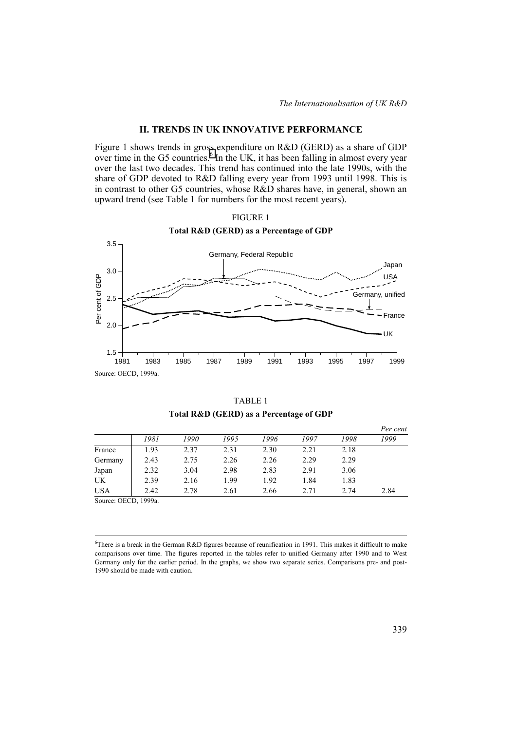## II. TRENDS IN UK INNOVATIVE PERFORMANCE

Figure 1 shows trends in gross expenditure on R&D (GERD) as a share of GDP over time in the G5 countries.[6] In the UK, it has been falling in almost every year over the last two decades. This trend has continued into the late 1990s, with the share of GDP devoted to R&D falling every year from 1993 until 1998. This is in contrast to other G5 countries, whose R&D shares have, in general, shown an upward trend (see Table 1 for numbers for the most recent years).

FIGURE 1

**Total R&D (GERD) as a Percentage of GDP**

Source: OECD, 1999a.

TABLE 1

**Total R&D (GERD) as a Percentage of GDP**

*Per cent*

| | *1981* | *1990* | *1995* | *1996* | *1997* | *1998* | *1999* |
|---|---|---|---|---|---|---|---|
| France | 1.93 | 2.37 | 2.31 | 2.30 | 2.21 | 2.18 | |
| Germany | 2.43 | 2.75 | 2.26 | 2.26 | 2.29 | 2.29 | |
| Japan | 2.32 | 3.04 | 2.98 | 2.83 | 2.91 | 3.06 | |
| UK | 2.39 | 2.16 | 1.99 | 1.92 | 1.84 | 1.83 | |
| USA | 2.42 | 2.78 | 2.61 | 2.66 | 2.71 | 2.74 | 2.84 |

Source: OECD, 1999a.

[6]There is a break in the German R&D figures because of reunification in 1991. This makes it difficult to make comparisons over time. The figures reported in the tables refer to unified Germany after 1990 and to West Germany only for the earlier period. In the graphs, we show two separate series. Comparisons pre- and post-1990 should be made with caution.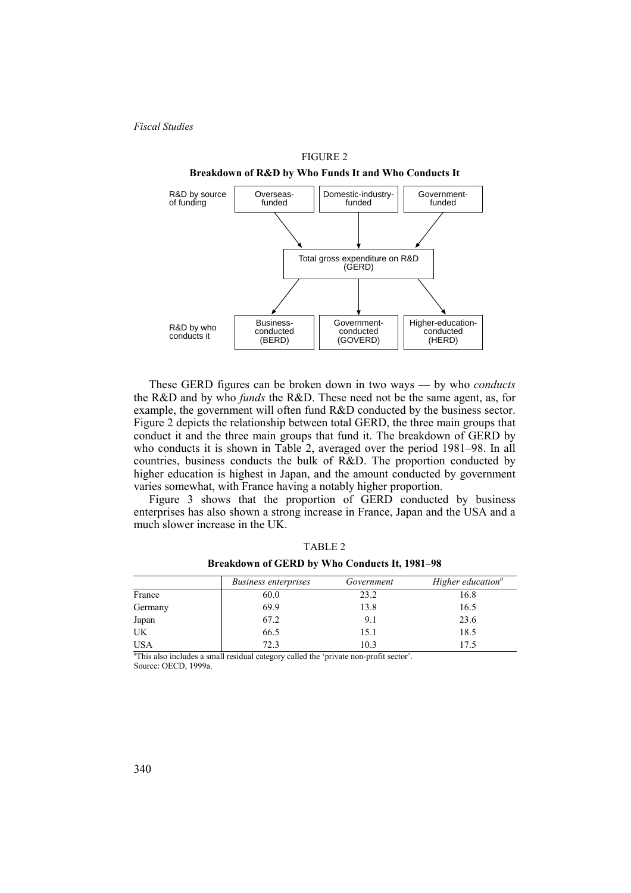FIGURE 2

**Breakdown of R&D by Who Funds It and Who Conducts It**

R&D by source of funding: Overseas-funded; Domestic-industry-funded; Government-funded

Total gross expenditure on R&D (GERD)

R&D by who conducts it: Business-conducted (BERD); Government-conducted (GOVERD); Higher-education-conducted (HERD)

These GERD figures can be broken down in two ways — by who *conducts* the R&D and by who *funds* the R&D. These need not be the same agent, as, for example, the government will often fund R&D conducted by the business sector. Figure 2 depicts the relationship between total GERD, the three main groups that conduct it and the three main groups that fund it. The breakdown of GERD by who conducts it is shown in Table 2, averaged over the period 1981–98. In all countries, business conducts the bulk of R&D. The proportion conducted by higher education is highest in Japan, and the amount conducted by government varies somewhat, with France having a notably higher proportion.

Figure 3 shows that the proportion of GERD conducted by business enterprises has also shown a strong increase in France, Japan and the USA and a much slower increase in the UK.

TABLE 2

**Breakdown of GERD by Who Conducts It, 1981–98**

| | *Business enterprises* | *Government* | *Higher education*[a] |
|---|---|---|---|
| France | 60.0 | 23.2 | 16.8 |
| Germany | 69.9 | 13.8 | 16.5 |
| Japan | 67.2 | 9.1 | 23.6 |
| UK | 66.5 | 15.1 | 18.5 |
| USA | 72.3 | 10.3 | 17.5 |

[a]This also includes a small residual category called the 'private non-profit sector'.

Source: OECD, 1999a.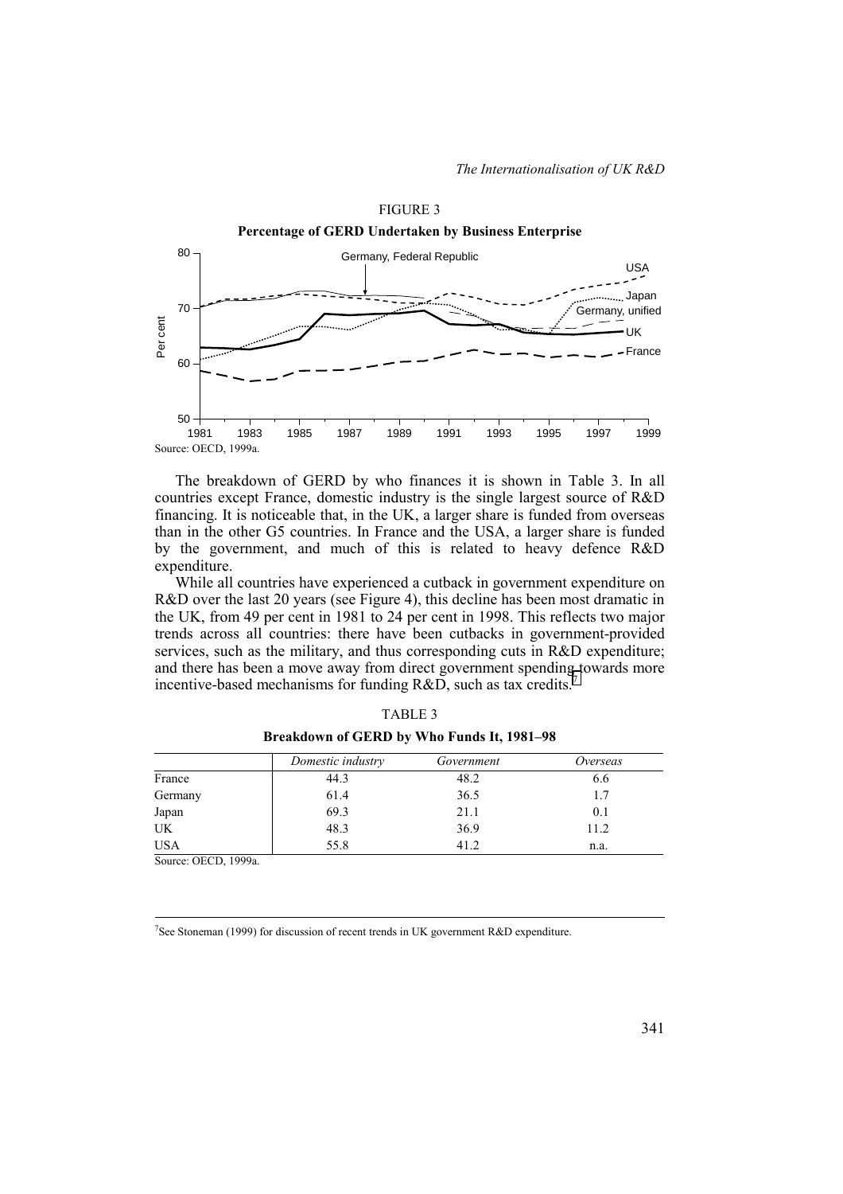FIGURE 3

**Percentage of GERD Undertaken by Business Enterprise**

Source: OECD, 1999a.

The breakdown of GERD by who finances it is shown in Table 3. In all countries except France, domestic industry is the single largest source of R&D financing. It is noticeable that, in the UK, a larger share is funded from overseas than in the other G5 countries. In France and the USA, a larger share is funded by the government, and much of this is related to heavy defence R&D expenditure.

While all countries have experienced a cutback in government expenditure on R&D over the last 20 years (see Figure 4), this decline has been most dramatic in the UK, from 49 per cent in 1981 to 24 per cent in 1998. This reflects two major trends across all countries: there have been cutbacks in government-provided services, such as the military, and thus corresponding cuts in R&D expenditure; and there has been a move away from direct government spending towards more incentive-based mechanisms for funding R&D, such as tax credits.[7]

TABLE 3

**Breakdown of GERD by Who Funds It, 1981–98**

| | *Domestic industry* | *Government* | *Overseas* |
|---|---|---|---|
| France | 44.3 | 48.2 | 6.6 |
| Germany | 61.4 | 36.5 | 1.7 |
| Japan | 69.3 | 21.1 | 0.1 |
| UK | 48.3 | 36.9 | 11.2 |
| USA | 55.8 | 41.2 | n.a. |

Source: OECD, 1999a.

[7]See Stoneman (1999) for discussion of recent trends in UK government R&D expenditure.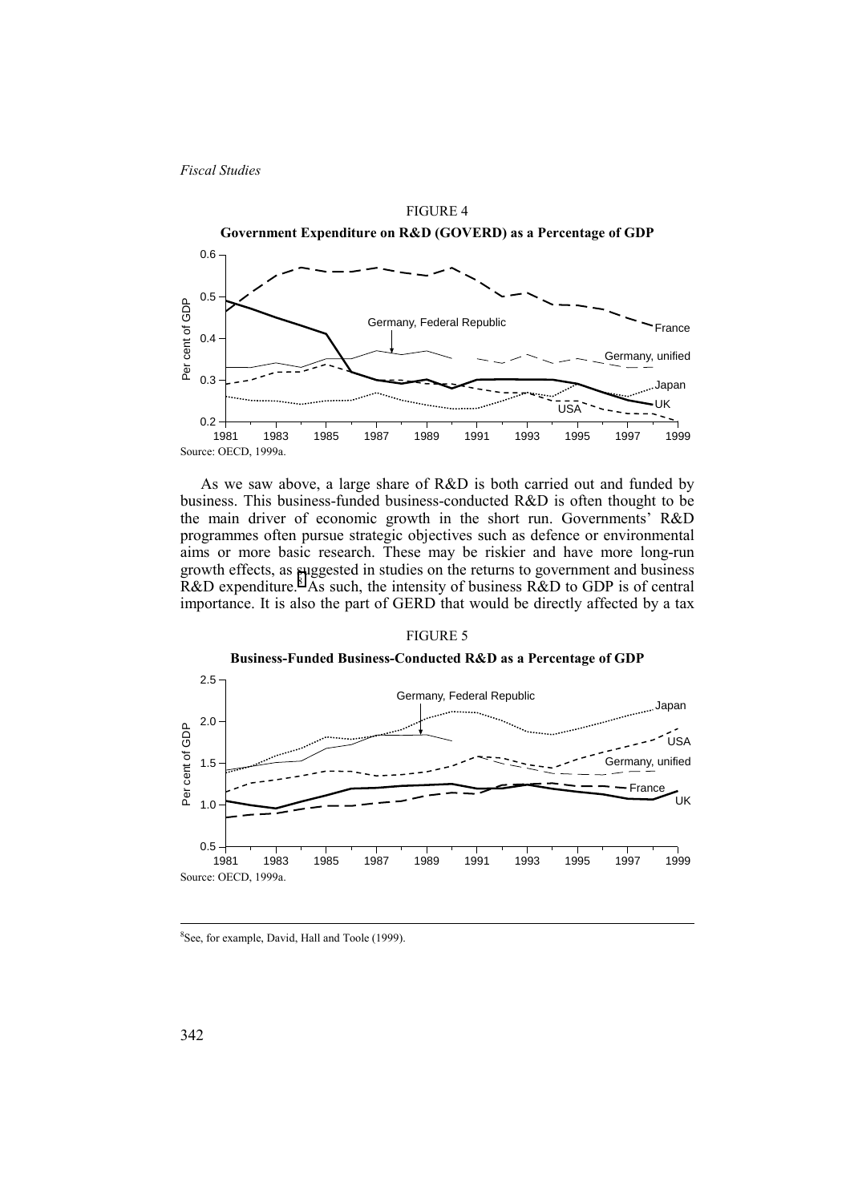FIGURE 4

**Government Expenditure on R&D (GOVERD) as a Percentage of GDP**

Source: OECD, 1999a.

As we saw above, a large share of R&D is both carried out and funded by business. This business-funded business-conducted R&D is often thought to be the main driver of economic growth in the short run. Governments' R&D programmes often pursue strategic objectives such as defence or environmental aims or more basic research. These may be riskier and have more long-run growth effects, as suggested in studies on the returns to government and business R&D expenditure.[8] As such, the intensity of business R&D to GDP is of central importance. It is also the part of GERD that would be directly affected by a tax

FIGURE 5

**Business-Funded Business-Conducted R&D as a Percentage of GDP**

Source: OECD, 1999a.

[8]See, for example, David, Hall and Toole (1999).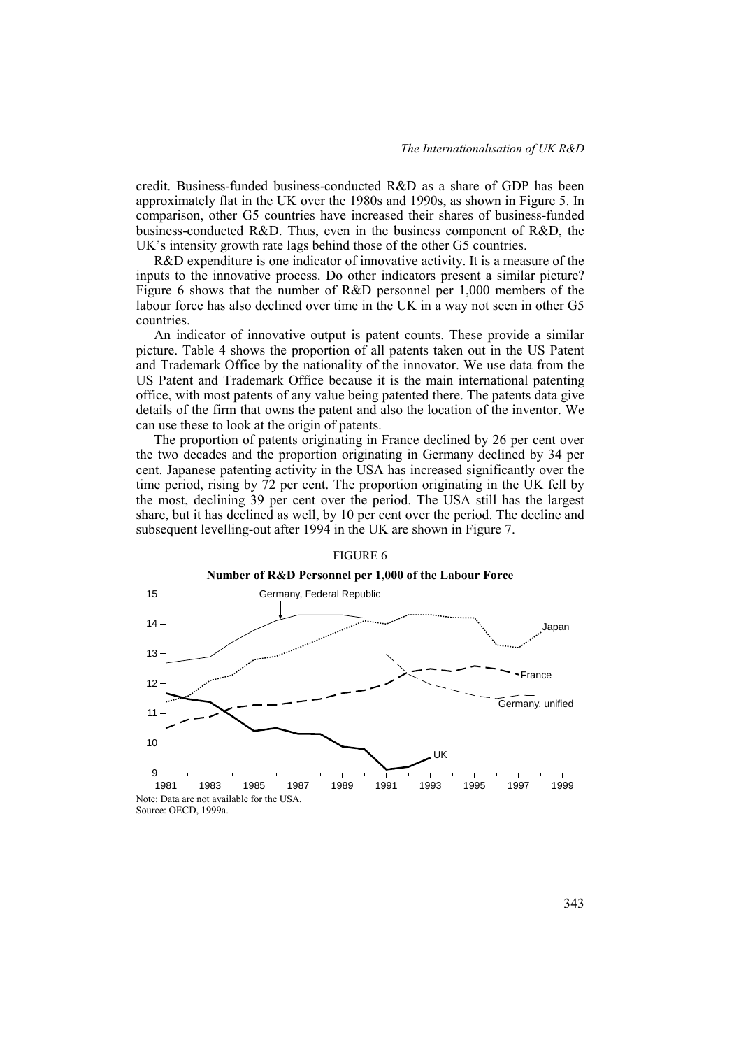credit. Business-funded business-conducted R&D as a share of GDP has been approximately flat in the UK over the 1980s and 1990s, as shown in Figure 5. In comparison, other G5 countries have increased their shares of business-funded business-conducted R&D. Thus, even in the business component of R&D, the UK's intensity growth rate lags behind those of the other G5 countries.

R&D expenditure is one indicator of innovative activity. It is a measure of the inputs to the innovative process. Do other indicators present a similar picture? Figure 6 shows that the number of R&D personnel per 1,000 members of the labour force has also declined over time in the UK in a way not seen in other G5 countries.

An indicator of innovative output is patent counts. These provide a similar picture. Table 4 shows the proportion of all patents taken out in the US Patent and Trademark Office by the nationality of the innovator. We use data from the US Patent and Trademark Office because it is the main international patenting office, with most patents of any value being patented there. The patents data give details of the firm that owns the patent and also the location of the inventor. We can use these to look at the origin of patents.

The proportion of patents originating in France declined by 26 per cent over the two decades and the proportion originating in Germany declined by 34 per cent. Japanese patenting activity in the USA has increased significantly over the time period, rising by 72 per cent. The proportion originating in the UK fell by the most, declining 39 per cent over the period. The USA still has the largest share, but it has declined as well, by 10 per cent over the period. The decline and subsequent levelling-out after 1994 in the UK are shown in Figure 7.

FIGURE 6

**Number of R&D Personnel per 1,000 of the Labour Force**

Note: Data are not available for the USA.
Source: OECD, 1999a.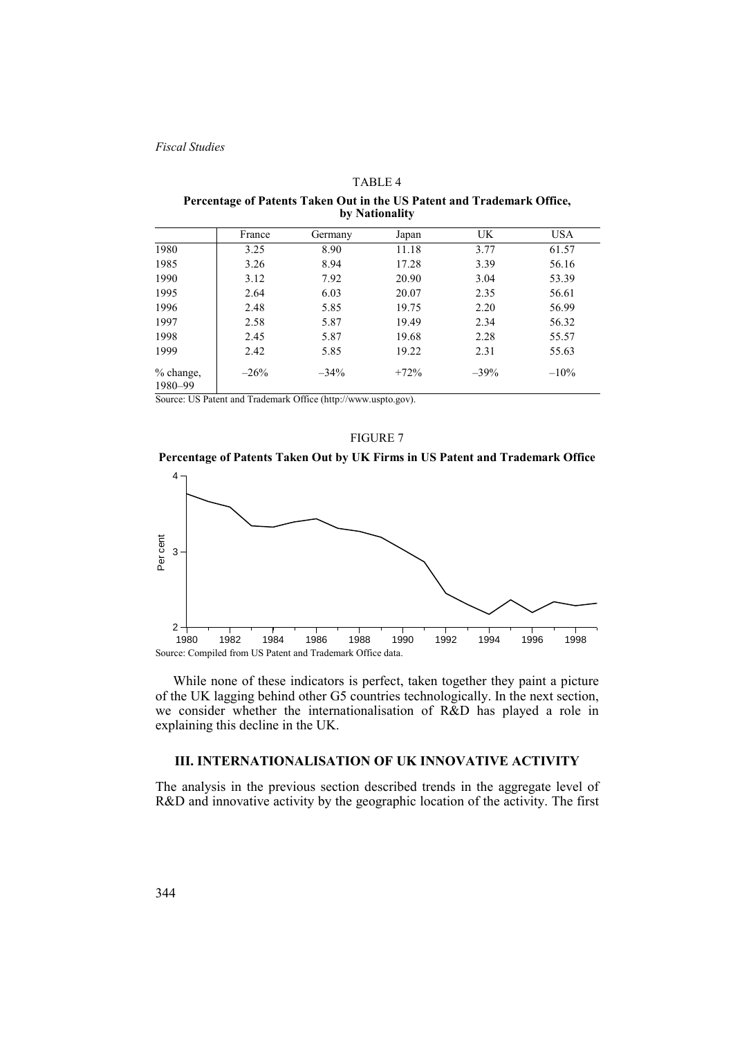TABLE 4

**Percentage of Patents Taken Out in the US Patent and Trademark Office, by Nationality**

| | France | Germany | Japan | UK | USA |
|---|---|---|---|---|---|
| 1980 | 3.25 | 8.90 | 11.18 | 3.77 | 61.57 |
| 1985 | 3.26 | 8.94 | 17.28 | 3.39 | 56.16 |
| 1990 | 3.12 | 7.92 | 20.90 | 3.04 | 53.39 |
| 1995 | 2.64 | 6.03 | 20.07 | 2.35 | 56.61 |
| 1996 | 2.48 | 5.85 | 19.75 | 2.20 | 56.99 |
| 1997 | 2.58 | 5.87 | 19.49 | 2.34 | 56.32 |
| 1998 | 2.45 | 5.87 | 19.68 | 2.28 | 55.57 |
| 1999 | 2.42 | 5.85 | 19.22 | 2.31 | 55.63 |
| % change, 1980–99 | –26% | –34% | +72% | –39% | –10% |

Source: US Patent and Trademark Office (http://www.uspto.gov).

FIGURE 7

**Percentage of Patents Taken Out by UK Firms in US Patent and Trademark Office**

Source: Compiled from US Patent and Trademark Office data.

While none of these indicators is perfect, taken together they paint a picture of the UK lagging behind other G5 countries technologically. In the next section, we consider whether the internationalisation of R&D has played a role in explaining this decline in the UK.

## III. INTERNATIONALISATION OF UK INNOVATIVE ACTIVITY

The analysis in the previous section described trends in the aggregate level of R&D and innovative activity by the geographic location of the activity. The first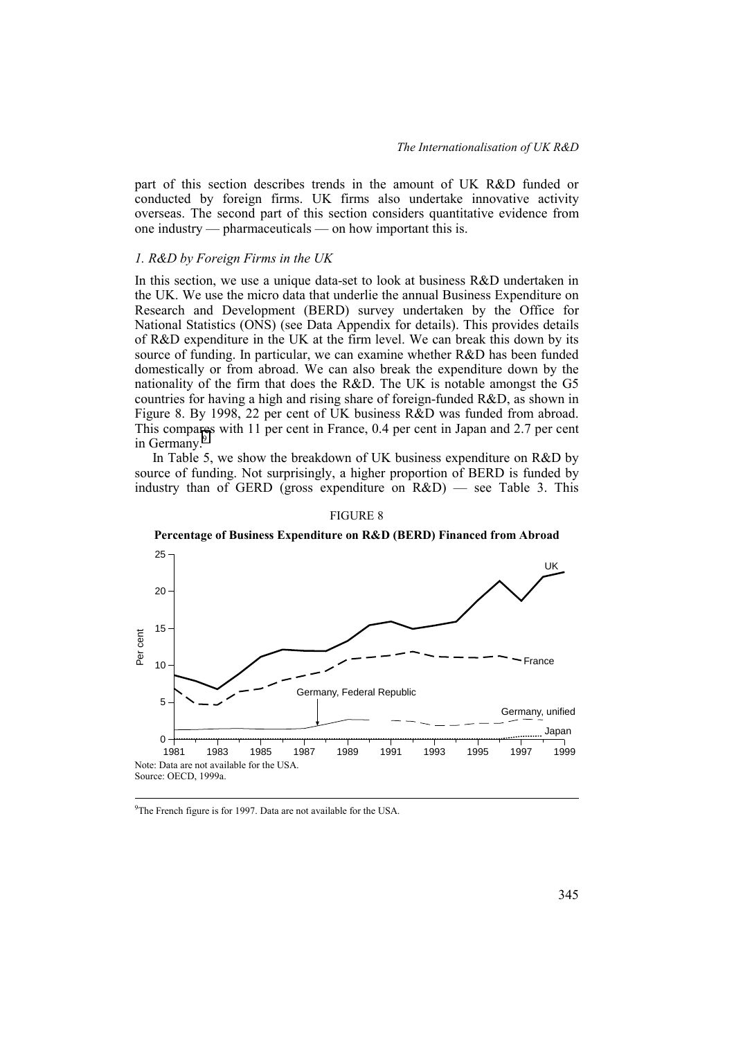part of this section describes trends in the amount of UK R&D funded or conducted by foreign firms. UK firms also undertake innovative activity overseas. The second part of this section considers quantitative evidence from one industry — pharmaceuticals — on how important this is.

### *1. R&D by Foreign Firms in the UK*

In this section, we use a unique data-set to look at business R&D undertaken in the UK. We use the micro data that underlie the annual Business Expenditure on Research and Development (BERD) survey undertaken by the Office for National Statistics (ONS) (see Data Appendix for details). This provides details of R&D expenditure in the UK at the firm level. We can break this down by its source of funding. In particular, we can examine whether R&D has been funded domestically or from abroad. We can also break the expenditure down by the nationality of the firm that does the R&D. The UK is notable amongst the G5 countries for having a high and rising share of foreign-funded R&D, as shown in Figure 8. By 1998, 22 per cent of UK business R&D was funded from abroad. This compares with 11 per cent in France, 0.4 per cent in Japan and 2.7 per cent in Germany.[9]

In Table 5, we show the breakdown of UK business expenditure on R&D by source of funding. Not surprisingly, a higher proportion of BERD is funded by industry than of GERD (gross expenditure on R&D) — see Table 3. This

FIGURE 8

**Percentage of Business Expenditure on R&D (BERD) Financed from Abroad**

Note: Data are not available for the USA.
Source: OECD, 1999a.

[9]The French figure is for 1997. Data are not available for the USA.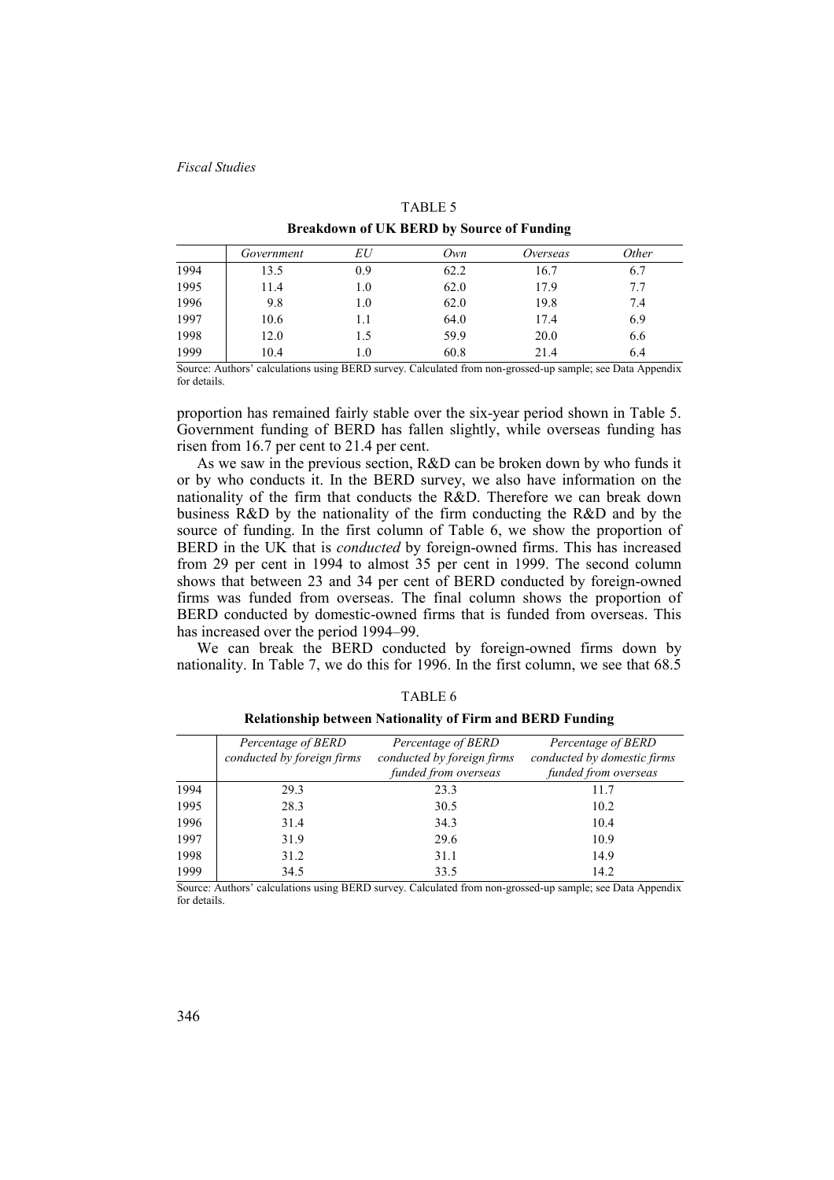TABLE 5

**Breakdown of UK BERD by Source of Funding**

| | *Government* | *EU* | *Own* | *Overseas* | *Other* |
|---|---|---|---|---|---|
| 1994 | 13.5 | 0.9 | 62.2 | 16.7 | 6.7 |
| 1995 | 11.4 | 1.0 | 62.0 | 17.9 | 7.7 |
| 1996 | 9.8 | 1.0 | 62.0 | 19.8 | 7.4 |
| 1997 | 10.6 | 1.1 | 64.0 | 17.4 | 6.9 |
| 1998 | 12.0 | 1.5 | 59.9 | 20.0 | 6.6 |
| 1999 | 10.4 | 1.0 | 60.8 | 21.4 | 6.4 |

Source: Authors' calculations using BERD survey. Calculated from non-grossed-up sample; see Data Appendix for details.

proportion has remained fairly stable over the six-year period shown in Table 5. Government funding of BERD has fallen slightly, while overseas funding has risen from 16.7 per cent to 21.4 per cent.

As we saw in the previous section, R&D can be broken down by who funds it or by who conducts it. In the BERD survey, we also have information on the nationality of the firm that conducts the R&D. Therefore we can break down business R&D by the nationality of the firm conducting the R&D and by the source of funding. In the first column of Table 6, we show the proportion of BERD in the UK that is *conducted* by foreign-owned firms. This has increased from 29 per cent in 1994 to almost 35 per cent in 1999. The second column shows that between 23 and 34 per cent of BERD conducted by foreign-owned firms was funded from overseas. The final column shows the proportion of BERD conducted by domestic-owned firms that is funded from overseas. This has increased over the period 1994–99.

We can break the BERD conducted by foreign-owned firms down by nationality. In Table 7, we do this for 1996. In the first column, we see that 68.5

TABLE 6

**Relationship between Nationality of Firm and BERD Funding**

| | *Percentage of BERD conducted by foreign firms* | *Percentage of BERD conducted by foreign firms funded from overseas* | *Percentage of BERD conducted by domestic firms funded from overseas* |
|---|---|---|---|
| 1994 | 29.3 | 23.3 | 11.7 |
| 1995 | 28.3 | 30.5 | 10.2 |
| 1996 | 31.4 | 34.3 | 10.4 |
| 1997 | 31.9 | 29.6 | 10.9 |
| 1998 | 31.2 | 31.1 | 14.9 |
| 1999 | 34.5 | 33.5 | 14.2 |

Source: Authors' calculations using BERD survey. Calculated from non-grossed-up sample; see Data Appendix for details.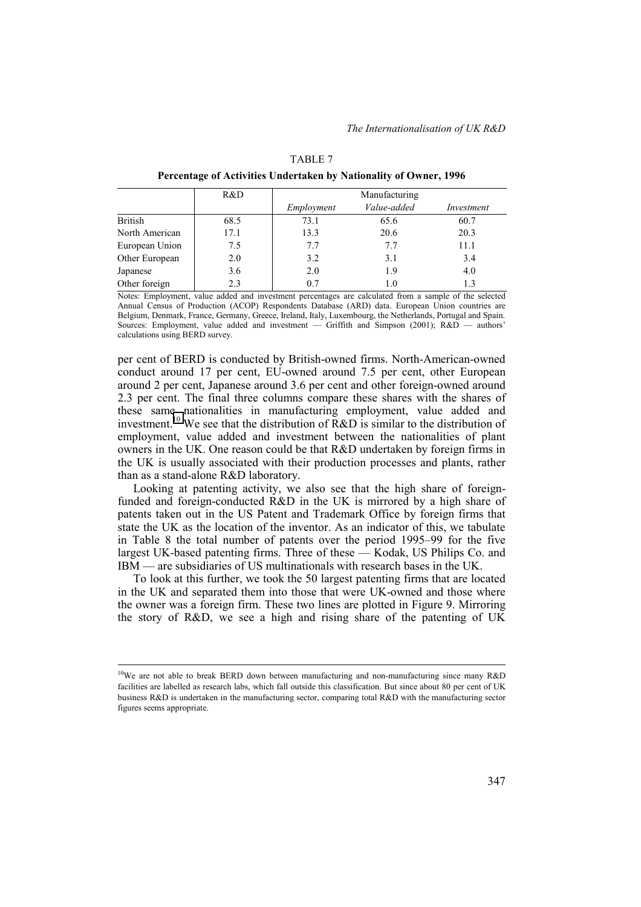TABLE 7

**Percentage of Activities Undertaken by Nationality of Owner, 1996**

| | R&D | Manufacturing | | |
|---|---|---|---|---|
| | | *Employment* | *Value-added* | *Investment* |
| British | 68.5 | 73.1 | 65.6 | 60.7 |
| North American | 17.1 | 13.3 | 20.6 | 20.3 |
| European Union | 7.5 | 7.7 | 7.7 | 11.1 |
| Other European | 2.0 | 3.2 | 3.1 | 3.4 |
| Japanese | 3.6 | 2.0 | 1.9 | 4.0 |
| Other foreign | 2.3 | 0.7 | 1.0 | 1.3 |

Notes: Employment, value added and investment percentages are calculated from a sample of the selected Annual Census of Production (ACOP) Respondents Database (ARD) data. European Union countries are Belgium, Denmark, France, Germany, Greece, Ireland, Italy, Luxembourg, the Netherlands, Portugal and Spain. Sources: Employment, value added and investment — Griffith and Simpson (2001); R&D — authors' calculations using BERD survey.

per cent of BERD is conducted by British-owned firms. North-American-owned conduct around 17 per cent, EU-owned around 7.5 per cent, other European around 2 per cent, Japanese around 3.6 per cent and other foreign-owned around 2.3 per cent. The final three columns compare these shares with the shares of these same nationalities in manufacturing employment, value added and investment.[10] We see that the distribution of R&D is similar to the distribution of employment, value added and investment between the nationalities of plant owners in the UK. One reason could be that R&D undertaken by foreign firms in the UK is usually associated with their production processes and plants, rather than as a stand-alone R&D laboratory.

Looking at patenting activity, we also see that the high share of foreign-funded and foreign-conducted R&D in the UK is mirrored by a high share of patents taken out in the US Patent and Trademark Office by foreign firms that state the UK as the location of the inventor. As an indicator of this, we tabulate in Table 8 the total number of patents over the period 1995–99 for the five largest UK-based patenting firms. Three of these — Kodak, US Philips Co. and IBM — are subsidiaries of US multinationals with research bases in the UK.

To look at this further, we took the 50 largest patenting firms that are located in the UK and separated them into those that were UK-owned and those where the owner was a foreign firm. These two lines are plotted in Figure 9. Mirroring the story of R&D, we see a high and rising share of the patenting of UK

[10] We are not able to break BERD down between manufacturing and non-manufacturing since many R&D facilities are labelled as research labs, which fall outside this classification. But since about 80 per cent of UK business R&D is undertaken in the manufacturing sector, comparing total R&D with the manufacturing sector figures seems appropriate.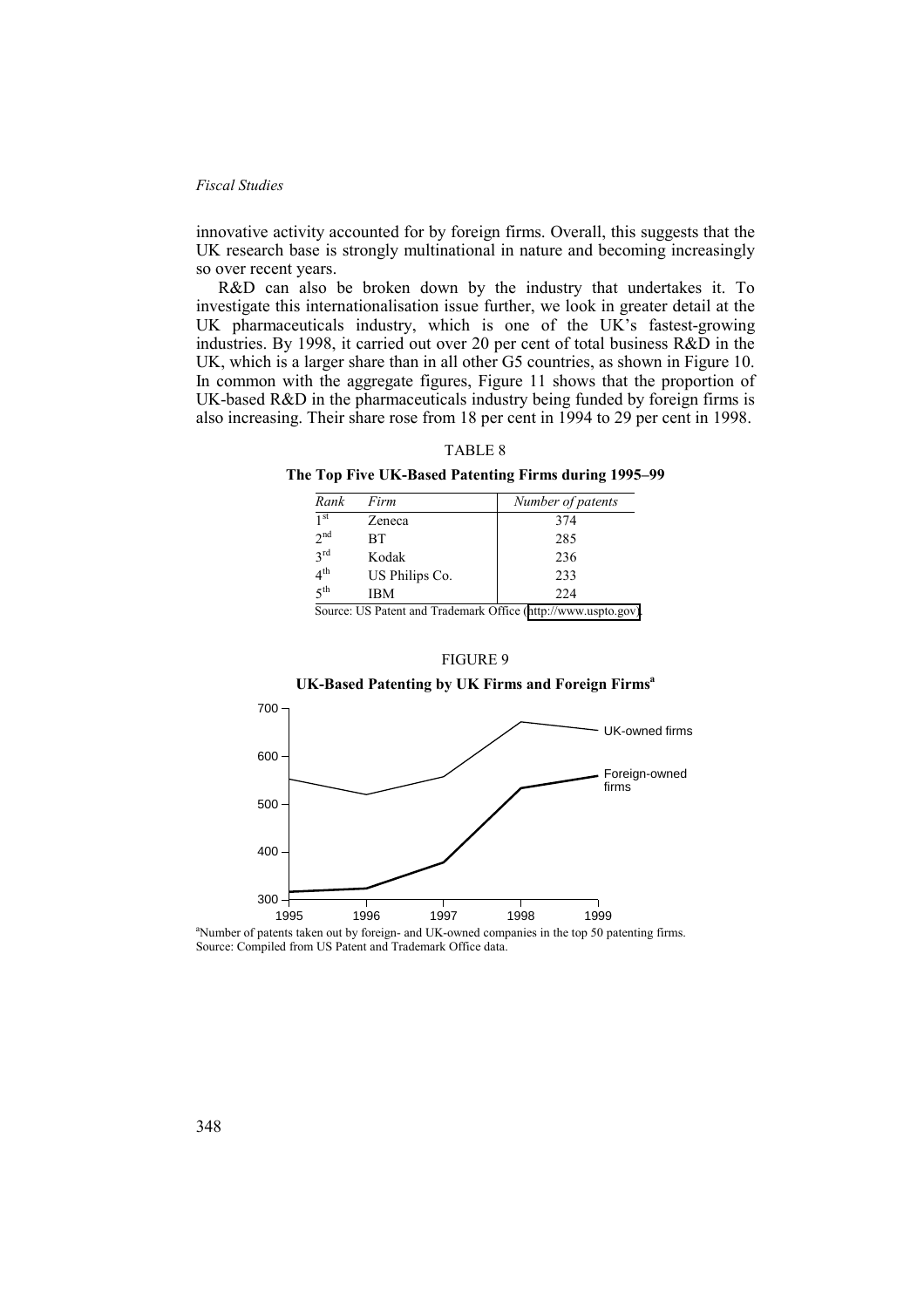innovative activity accounted for by foreign firms. Overall, this suggests that the UK research base is strongly multinational in nature and becoming increasingly so over recent years.

R&D can also be broken down by the industry that undertakes it. To investigate this internationalisation issue further, we look in greater detail at the UK pharmaceuticals industry, which is one of the UK's fastest-growing industries. By 1998, it carried out over 20 per cent of total business R&D in the UK, which is a larger share than in all other G5 countries, as shown in Figure 10. In common with the aggregate figures, Figure 11 shows that the proportion of UK-based R&D in the pharmaceuticals industry being funded by foreign firms is also increasing. Their share rose from 18 per cent in 1994 to 29 per cent in 1998.

TABLE 8

**The Top Five UK-Based Patenting Firms during 1995–99**

| *Rank* | *Firm* | *Number of patents* |
|---|---|---|
| 1st | Zeneca | 374 |
| 2nd | BT | 285 |
| 3rd | Kodak | 236 |
| 4th | US Philips Co. | 233 |
| 5th | IBM | 224 |

Source: US Patent and Trademark Office (http://www.uspto.gov).

FIGURE 9

**UK-Based Patenting by UK Firms and Foreign Firms[a]**

[a]Number of patents taken out by foreign- and UK-owned companies in the top 50 patenting firms.
Source: Compiled from US Patent and Trademark Office data.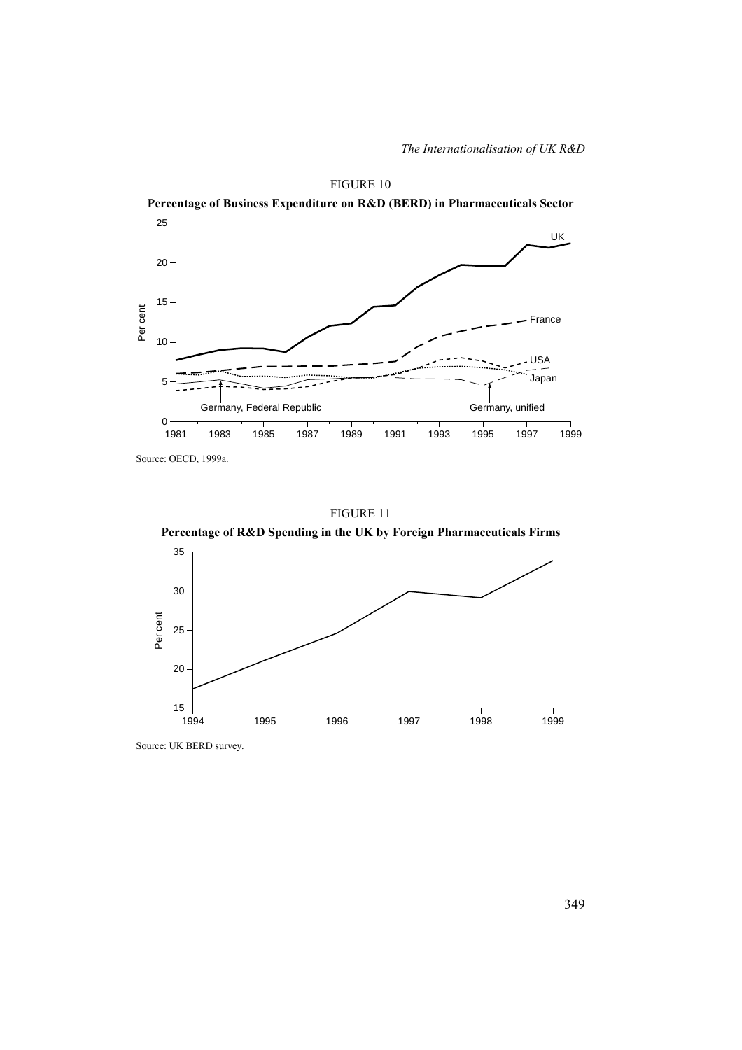FIGURE 10

**Percentage of Business Expenditure on R&D (BERD) in Pharmaceuticals Sector**

Source: OECD, 1999a.

FIGURE 11

**Percentage of R&D Spending in the UK by Foreign Pharmaceuticals Firms**

Source: UK BERD survey.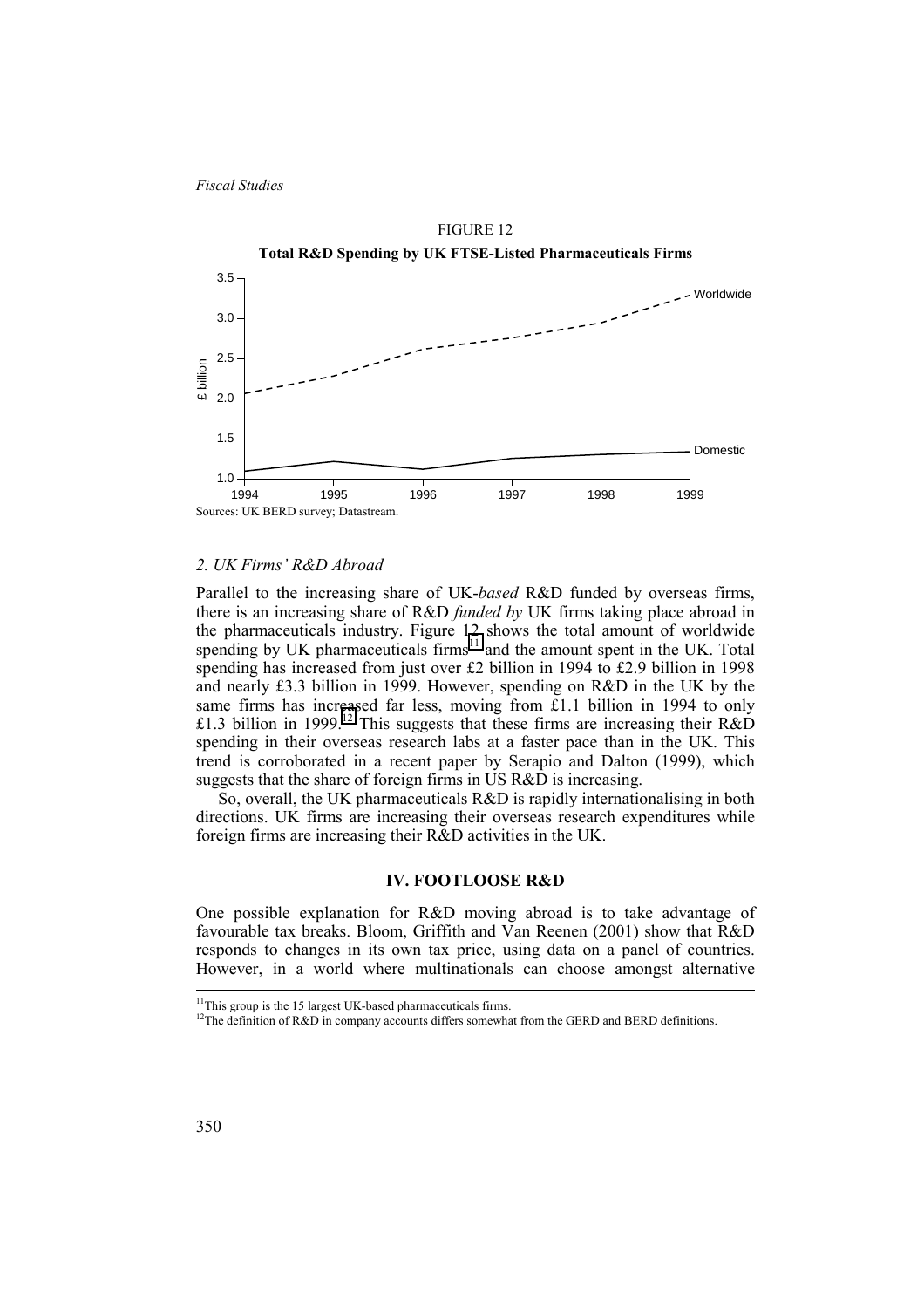FIGURE 12

**Total R&D Spending by UK FTSE-Listed Pharmaceuticals Firms**

Sources: UK BERD survey; Datastream.

### *2. UK Firms' R&D Abroad*

Parallel to the increasing share of UK-*based* R&D funded by overseas firms, there is an increasing share of R&D *funded by* UK firms taking place abroad in the pharmaceuticals industry. Figure 12 shows the total amount of worldwide spending by UK pharmaceuticals firms[11] and the amount spent in the UK. Total spending has increased from just over £2 billion in 1994 to £2.9 billion in 1998 and nearly £3.3 billion in 1999. However, spending on R&D in the UK by the same firms has increased far less, moving from £1.1 billion in 1994 to only £1.3 billion in 1999.[12] This suggests that these firms are increasing their R&D spending in their overseas research labs at a faster pace than in the UK. This trend is corroborated in a recent paper by Serapio and Dalton (1999), which suggests that the share of foreign firms in US R&D is increasing.

So, overall, the UK pharmaceuticals R&D is rapidly internationalising in both directions. UK firms are increasing their overseas research expenditures while foreign firms are increasing their R&D activities in the UK.

## IV. FOOTLOOSE R&D

One possible explanation for R&D moving abroad is to take advantage of favourable tax breaks. Bloom, Griffith and Van Reenen (2001) show that R&D responds to changes in its own tax price, using data on a panel of countries. However, in a world where multinationals can choose amongst alternative

[11] This group is the 15 largest UK-based pharmaceuticals firms.

[12] The definition of R&D in company accounts differs somewhat from the GERD and BERD definitions.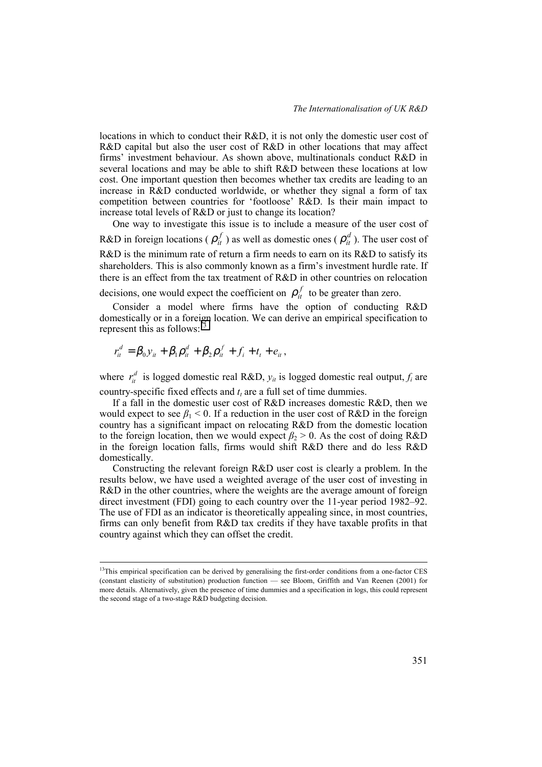locations in which to conduct their R&D, it is not only the domestic user cost of R&D capital but also the user cost of R&D in other locations that may affect firms' investment behaviour. As shown above, multinationals conduct R&D in several locations and may be able to shift R&D between these locations at low cost. One important question then becomes whether tax credits are leading to an increase in R&D conducted worldwide, or whether they signal a form of tax competition between countries for 'footloose' R&D. Is their main impact to increase total levels of R&D or just to change its location?

One way to investigate this issue is to include a measure of the user cost of R&D in foreign locations ($\rho_{it}^{f}$) as well as domestic ones ($\rho_{it}^{d}$). The user cost of R&D is the minimum rate of return a firm needs to earn on its R&D to satisfy its shareholders. This is also commonly known as a firm's investment hurdle rate. If there is an effect from the tax treatment of R&D in other countries on relocation decisions, one would expect the coefficient on $\rho_{it}^{f}$ to be greater than zero.

Consider a model where firms have the option of conducting R&D domestically or in a foreign location. We can derive an empirical specification to represent this as follows:[13]

$$r_{it}^{d} = \beta_0 y_{it} + \beta_1 \rho_{it}^{d} + \beta_2 \rho_{it}^{f} + f_i + t_t + e_{it},$$

where $r_{it}^{d}$ is logged domestic real R&D, $y_{it}$ is logged domestic real output, $f_i$ are country-specific fixed effects and $t_t$ are a full set of time dummies.

If a fall in the domestic user cost of R&D increases domestic R&D, then we would expect to see $\beta_1 < 0$. If a reduction in the user cost of R&D in the foreign country has a significant impact on relocating R&D from the domestic location to the foreign location, then we would expect $\beta_2 > 0$. As the cost of doing R&D in the foreign location falls, firms would shift R&D there and do less R&D domestically.

Constructing the relevant foreign R&D user cost is clearly a problem. In the results below, we have used a weighted average of the user cost of investing in R&D in the other countries, where the weights are the average amount of foreign direct investment (FDI) going to each country over the 11-year period 1982–92. The use of FDI as an indicator is theoretically appealing since, in most countries, firms can only benefit from R&D tax credits if they have taxable profits in that country against which they can offset the credit.

[13]This empirical specification can be derived by generalising the first-order conditions from a one-factor CES (constant elasticity of substitution) production function — see Bloom, Griffith and Van Reenen (2001) for more details. Alternatively, given the presence of time dummies and a specification in logs, this could represent the second stage of a two-stage R&D budgeting decision.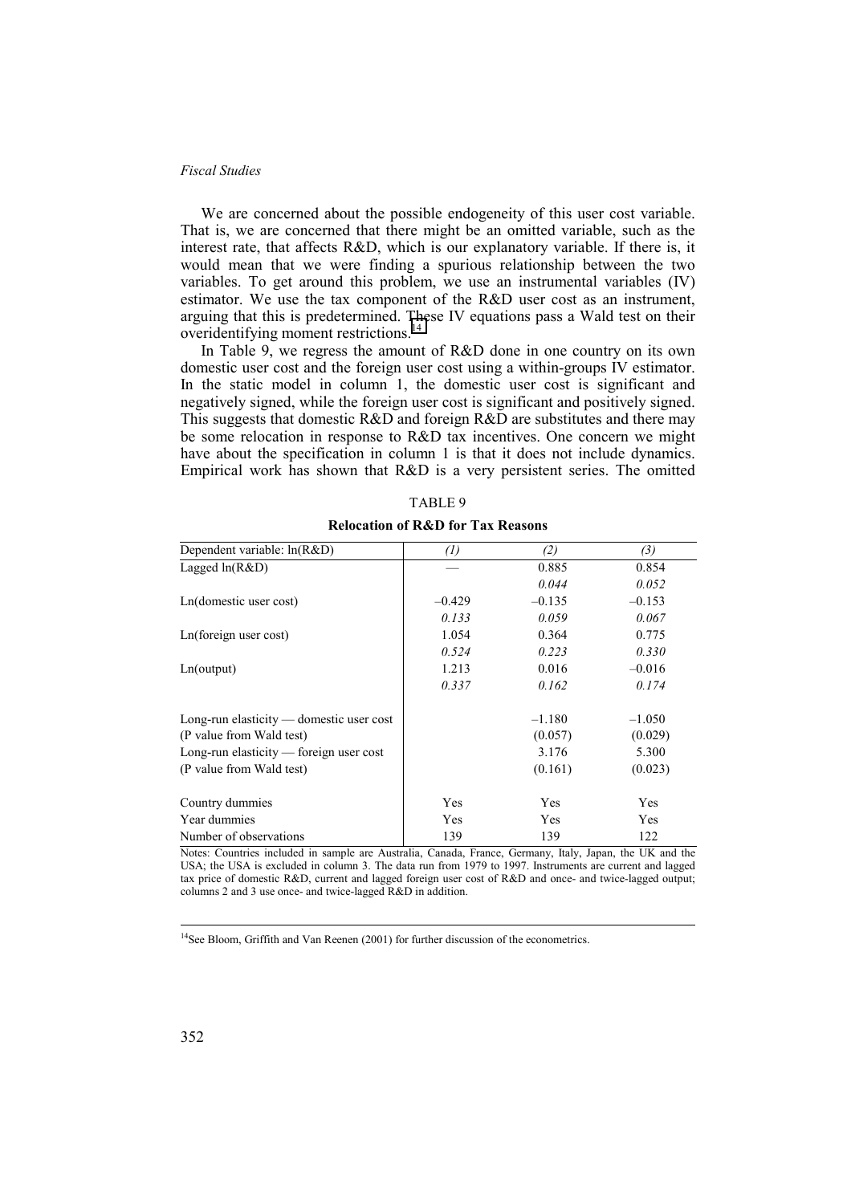We are concerned about the possible endogeneity of this user cost variable. That is, we are concerned that there might be an omitted variable, such as the interest rate, that affects R&D, which is our explanatory variable. If there is, it would mean that we were finding a spurious relationship between the two variables. To get around this problem, we use an instrumental variables (IV) estimator. We use the tax component of the R&D user cost as an instrument, arguing that this is predetermined. These IV equations pass a Wald test on their overidentifying moment restrictions.[14]

In Table 9, we regress the amount of R&D done in one country on its own domestic user cost and the foreign user cost using a within-groups IV estimator. In the static model in column 1, the domestic user cost is significant and negatively signed, while the foreign user cost is significant and positively signed. This suggests that domestic R&D and foreign R&D are substitutes and there may be some relocation in response to R&D tax incentives. One concern we might have about the specification in column 1 is that it does not include dynamics. Empirical work has shown that R&D is a very persistent series. The omitted

TABLE 9

**Relocation of R&D for Tax Reasons**

| Dependent variable: ln(R&D) | *(1)* | *(2)* | *(3)* |
|---|---|---|---|
| Lagged ln(R&D) | — | 0.885 | 0.854 |
| | | *0.044* | *0.052* |
| Ln(domestic user cost) | –0.429 | –0.135 | –0.153 |
| | *0.133* | *0.059* | *0.067* |
| Ln(foreign user cost) | 1.054 | 0.364 | 0.775 |
| | *0.524* | *0.223* | *0.330* |
| Ln(output) | 1.213 | 0.016 | –0.016 |
| | *0.337* | *0.162* | *0.174* |
| Long-run elasticity — domestic user cost | | –1.180 | –1.050 |
| (P value from Wald test) | | (0.057) | (0.029) |
| Long-run elasticity — foreign user cost | | 3.176 | 5.300 |
| (P value from Wald test) | | (0.161) | (0.023) |
| Country dummies | Yes | Yes | Yes |
| Year dummies | Yes | Yes | Yes |
| Number of observations | 139 | 139 | 122 |

Notes: Countries included in sample are Australia, Canada, France, Germany, Italy, Japan, the UK and the USA; the USA is excluded in column 3. The data run from 1979 to 1997. Instruments are current and lagged tax price of domestic R&D, current and lagged foreign user cost of R&D and once- and twice-lagged output; columns 2 and 3 use once- and twice-lagged R&D in addition.

[14] See Bloom, Griffith and Van Reenen (2001) for further discussion of the econometrics.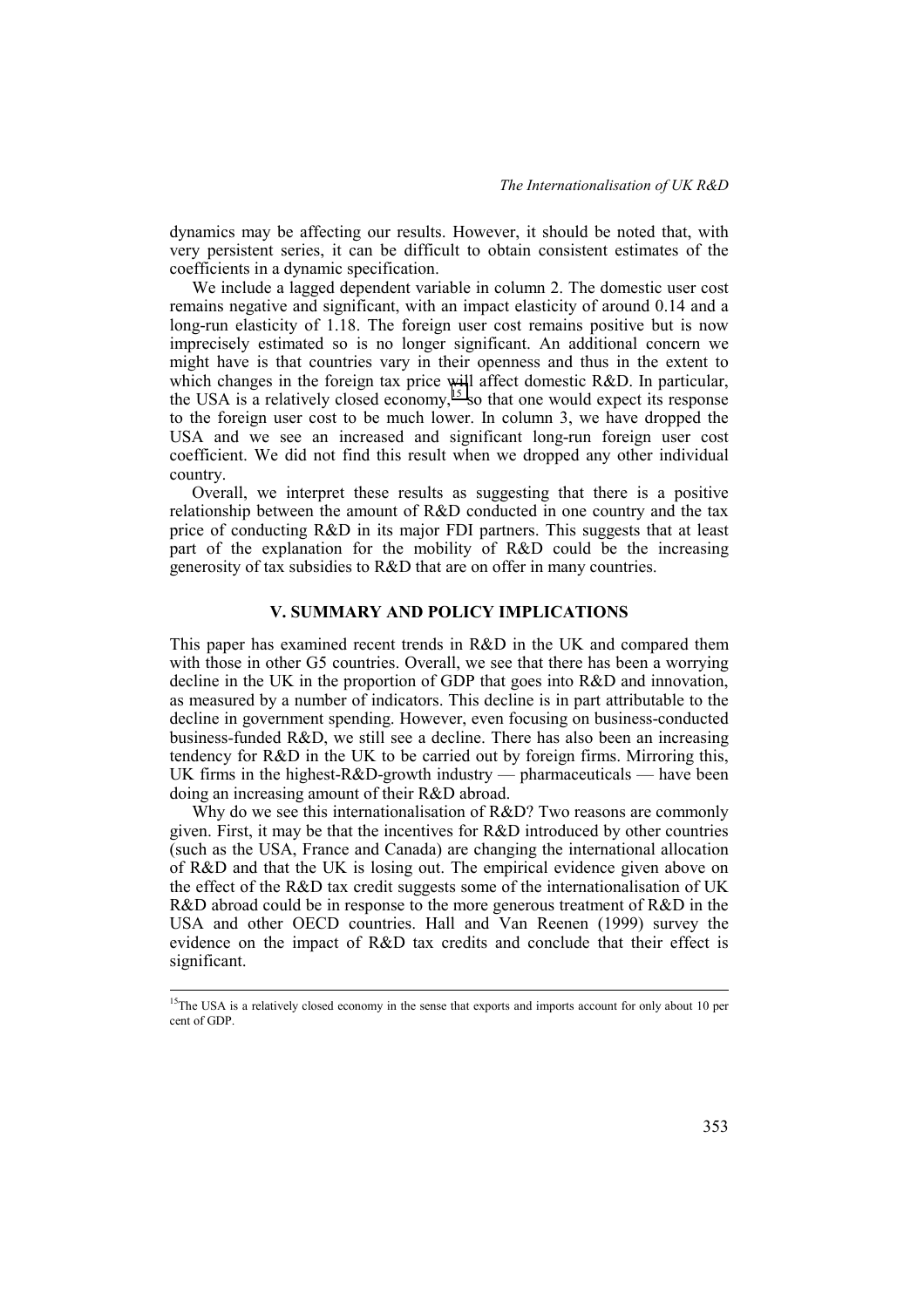dynamics may be affecting our results. However, it should be noted that, with very persistent series, it can be difficult to obtain consistent estimates of the coefficients in a dynamic specification.

We include a lagged dependent variable in column 2. The domestic user cost remains negative and significant, with an impact elasticity of around 0.14 and a long-run elasticity of 1.18. The foreign user cost remains positive but is now imprecisely estimated so is no longer significant. An additional concern we might have is that countries vary in their openness and thus in the extent to which changes in the foreign tax price will affect domestic R&D. In particular, the USA is a relatively closed economy,[15] so that one would expect its response to the foreign user cost to be much lower. In column 3, we have dropped the USA and we see an increased and significant long-run foreign user cost coefficient. We did not find this result when we dropped any other individual country.

Overall, we interpret these results as suggesting that there is a positive relationship between the amount of R&D conducted in one country and the tax price of conducting R&D in its major FDI partners. This suggests that at least part of the explanation for the mobility of R&D could be the increasing generosity of tax subsidies to R&D that are on offer in many countries.

## V. SUMMARY AND POLICY IMPLICATIONS

This paper has examined recent trends in R&D in the UK and compared them with those in other G5 countries. Overall, we see that there has been a worrying decline in the UK in the proportion of GDP that goes into R&D and innovation, as measured by a number of indicators. This decline is in part attributable to the decline in government spending. However, even focusing on business-conducted business-funded R&D, we still see a decline. There has also been an increasing tendency for R&D in the UK to be carried out by foreign firms. Mirroring this, UK firms in the highest-R&D-growth industry — pharmaceuticals — have been doing an increasing amount of their R&D abroad.

Why do we see this internationalisation of R&D? Two reasons are commonly given. First, it may be that the incentives for R&D introduced by other countries (such as the USA, France and Canada) are changing the international allocation of R&D and that the UK is losing out. The empirical evidence given above on the effect of the R&D tax credit suggests some of the internationalisation of UK R&D abroad could be in response to the more generous treatment of R&D in the USA and other OECD countries. Hall and Van Reenen (1999) survey the evidence on the impact of R&D tax credits and conclude that their effect is significant.

---

[15]The USA is a relatively closed economy in the sense that exports and imports account for only about 10 per cent of GDP.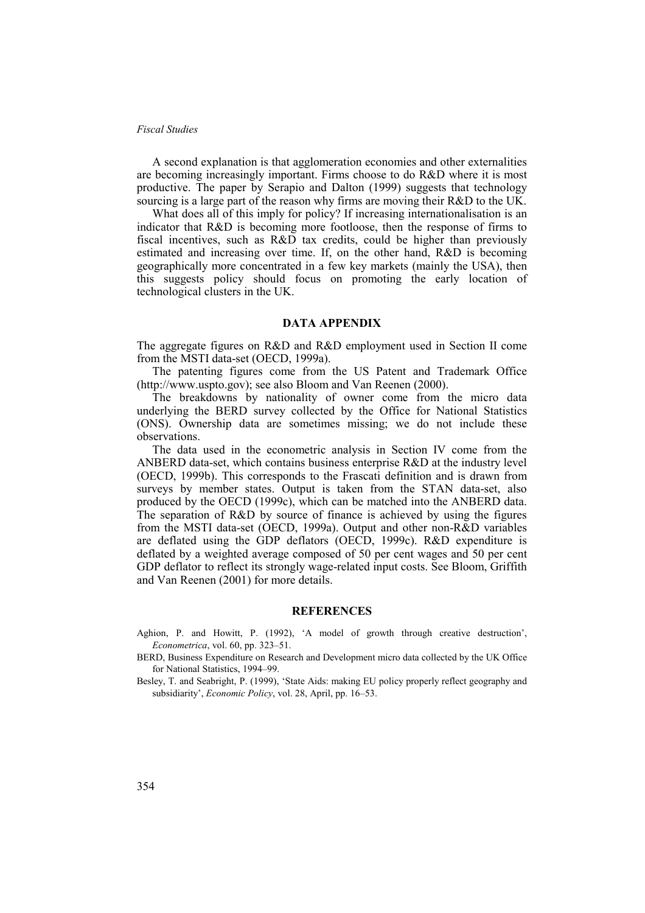A second explanation is that agglomeration economies and other externalities are becoming increasingly important. Firms choose to do R&D where it is most productive. The paper by Serapio and Dalton (1999) suggests that technology sourcing is a large part of the reason why firms are moving their R&D to the UK.

What does all of this imply for policy? If increasing internationalisation is an indicator that R&D is becoming more footloose, then the response of firms to fiscal incentives, such as R&D tax credits, could be higher than previously estimated and increasing over time. If, on the other hand, R&D is becoming geographically more concentrated in a few key markets (mainly the USA), then this suggests policy should focus on promoting the early location of technological clusters in the UK.

## DATA APPENDIX

The aggregate figures on R&D and R&D employment used in Section II come from the MSTI data-set (OECD, 1999a).

The patenting figures come from the US Patent and Trademark Office (http://www.uspto.gov); see also Bloom and Van Reenen (2000).

The breakdowns by nationality of owner come from the micro data underlying the BERD survey collected by the Office for National Statistics (ONS). Ownership data are sometimes missing; we do not include these observations.

The data used in the econometric analysis in Section IV come from the ANBERD data-set, which contains business enterprise R&D at the industry level (OECD, 1999b). This corresponds to the Frascati definition and is drawn from surveys by member states. Output is taken from the STAN data-set, also produced by the OECD (1999c), which can be matched into the ANBERD data. The separation of R&D by source of finance is achieved by using the figures from the MSTI data-set (OECD, 1999a). Output and other non-R&D variables are deflated using the GDP deflators (OECD, 1999c). R&D expenditure is deflated by a weighted average composed of 50 per cent wages and 50 per cent GDP deflator to reflect its strongly wage-related input costs. See Bloom, Griffith and Van Reenen (2001) for more details.

## REFERENCES

Aghion, P. and Howitt, P. (1992), 'A model of growth through creative destruction', *Econometrica*, vol. 60, pp. 323–51.

BERD, Business Expenditure on Research and Development micro data collected by the UK Office for National Statistics, 1994–99.

Besley, T. and Seabright, P. (1999), 'State Aids: making EU policy properly reflect geography and subsidiarity', *Economic Policy*, vol. 28, April, pp. 16–53.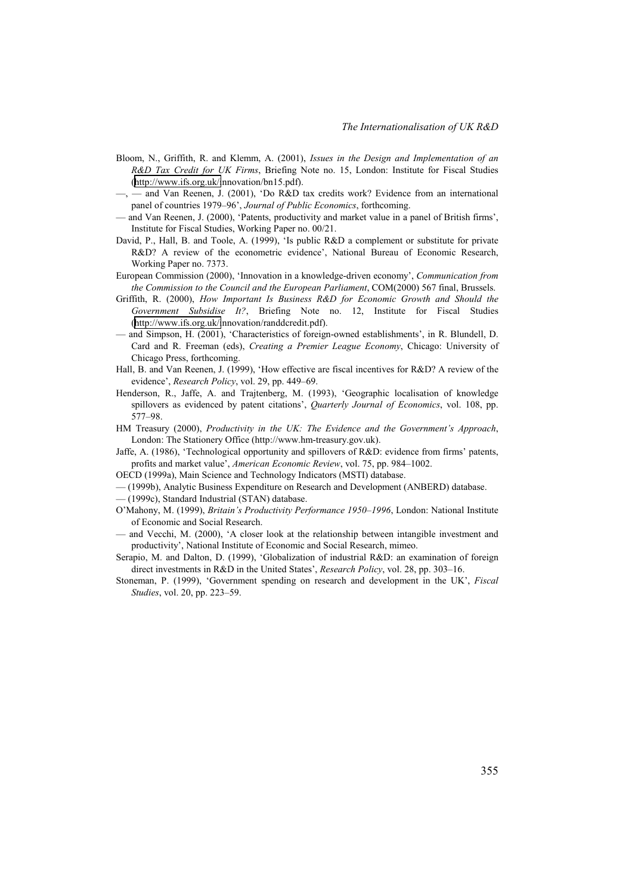Bloom, N., Griffith, R. and Klemm, A. (2001), *Issues in the Design and Implementation of an R&D Tax Credit for UK Firms*, Briefing Note no. 15, London: Institute for Fiscal Studies (http://www.ifs.org.uk/innovation/bn15.pdf).

—, — and Van Reenen, J. (2001), 'Do R&D tax credits work? Evidence from an international panel of countries 1979–96', *Journal of Public Economics*, forthcoming.

— and Van Reenen, J. (2000), 'Patents, productivity and market value in a panel of British firms', Institute for Fiscal Studies, Working Paper no. 00/21.

David, P., Hall, B. and Toole, A. (1999), 'Is public R&D a complement or substitute for private R&D? A review of the econometric evidence', National Bureau of Economic Research, Working Paper no. 7373.

European Commission (2000), 'Innovation in a knowledge-driven economy', *Communication from the Commission to the Council and the European Parliament*, COM(2000) 567 final, Brussels.

Griffith, R. (2000), *How Important Is Business R&D for Economic Growth and Should the Government Subsidise It?*, Briefing Note no. 12, Institute for Fiscal Studies (http://www.ifs.org.uk/innovation/randdcredit.pdf).

— and Simpson, H. (2001), 'Characteristics of foreign-owned establishments', in R. Blundell, D. Card and R. Freeman (eds), *Creating a Premier League Economy*, Chicago: University of Chicago Press, forthcoming.

Hall, B. and Van Reenen, J. (1999), 'How effective are fiscal incentives for R&D? A review of the evidence', *Research Policy*, vol. 29, pp. 449–69.

Henderson, R., Jaffe, A. and Trajtenberg, M. (1993), 'Geographic localisation of knowledge spillovers as evidenced by patent citations', *Quarterly Journal of Economics*, vol. 108, pp. 577–98.

HM Treasury (2000), *Productivity in the UK: The Evidence and the Government's Approach*, London: The Stationery Office (http://www.hm-treasury.gov.uk).

Jaffe, A. (1986), 'Technological opportunity and spillovers of R&D: evidence from firms' patents, profits and market value', *American Economic Review*, vol. 75, pp. 984–1002.

OECD (1999a), Main Science and Technology Indicators (MSTI) database.

— (1999b), Analytic Business Expenditure on Research and Development (ANBERD) database.

— (1999c), Standard Industrial (STAN) database.

O'Mahony, M. (1999), *Britain's Productivity Performance 1950–1996*, London: National Institute of Economic and Social Research.

— and Vecchi, M. (2000), 'A closer look at the relationship between intangible investment and productivity', National Institute of Economic and Social Research, mimeo.

Serapio, M. and Dalton, D. (1999), 'Globalization of industrial R&D: an examination of foreign direct investments in R&D in the United States', *Research Policy*, vol. 28, pp. 303–16.

Stoneman, P. (1999), 'Government spending on research and development in the UK', *Fiscal Studies*, vol. 20, pp. 223–59.